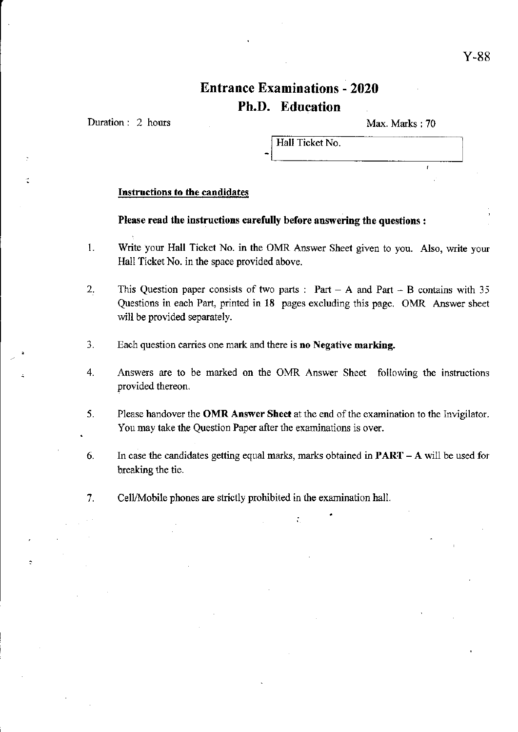Y-88

# Entrance Examinations - 2020

## Ph.D. Education

Duration : 2 hours

Max. Marks : 70

| Hall Ticket No. |
|---|
| |

**Instructions to the candidates**

**Please read the instructions carefully before answering the questions :**

1. Write your Hall Ticket No. in the OMR Answer Sheet given to you. Also, write your Hall Ticket No. in the space provided above.

2. This Question paper consists of two parts : Part – A and Part – B contains with 35 Questions in each Part, printed in 18 pages excluding this page. OMR Answer sheet will be provided separately.

3. Each question carries one mark and there is **no Negative marking.**

4. Answers are to be marked on the OMR Answer Sheet following the instructions provided thereon.

5. Please handover the **OMR Answer Sheet** at the end of the examination to the Invigilator. You may take the Question Paper after the examinations is over.

6. In case the candidates getting equal marks, marks obtained in **PART – A** will be used for breaking the tie.

7. Cell/Mobile phones are strictly prohibited in the examination hall.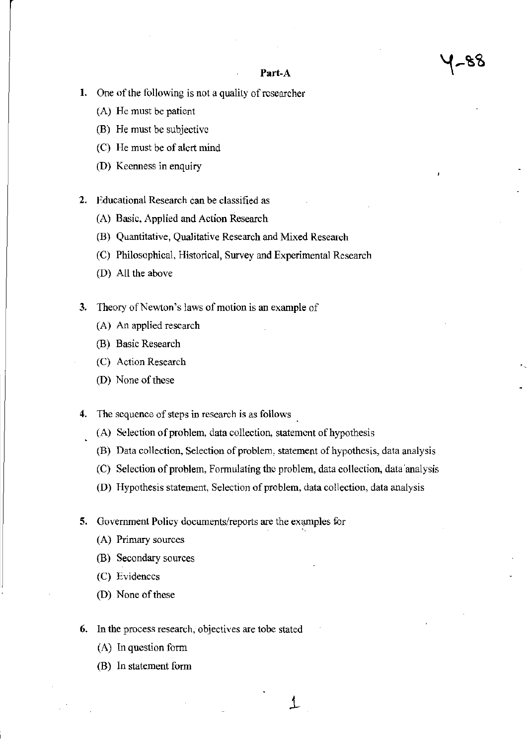## Part-A

1. One of the following is not a quality of researcher
   - (A) He must be patient
   - (B) He must be subjective
   - (C) He must be of alert mind
   - (D) Keenness in enquiry

2. Educational Research can be classified as
   - (A) Basic, Applied and Action Research
   - (B) Quantitative, Qualitative Research and Mixed Research
   - (C) Philosophical, Historical, Survey and Experimental Research
   - (D) All the above

3. Theory of Newton's laws of motion is an example of
   - (A) An applied research
   - (B) Basic Research
   - (C) Action Research
   - (D) None of these

4. The sequence of steps in research is as follows
   - (A) Selection of problem, data collection, statement of hypothesis
   - (B) Data collection, Selection of problem, statement of hypothesis, data analysis
   - (C) Selection of problem, Formulating the problem, data collection, data analysis
   - (D) Hypothesis statement, Selection of problem, data collection, data analysis

5. Government Policy documents/reports are the examples for
   - (A) Primary sources
   - (B) Secondary sources
   - (C) Evidences
   - (D) None of these

6. In the process research, objectives are tobe stated
   - (A) In question form
   - (B) In statement form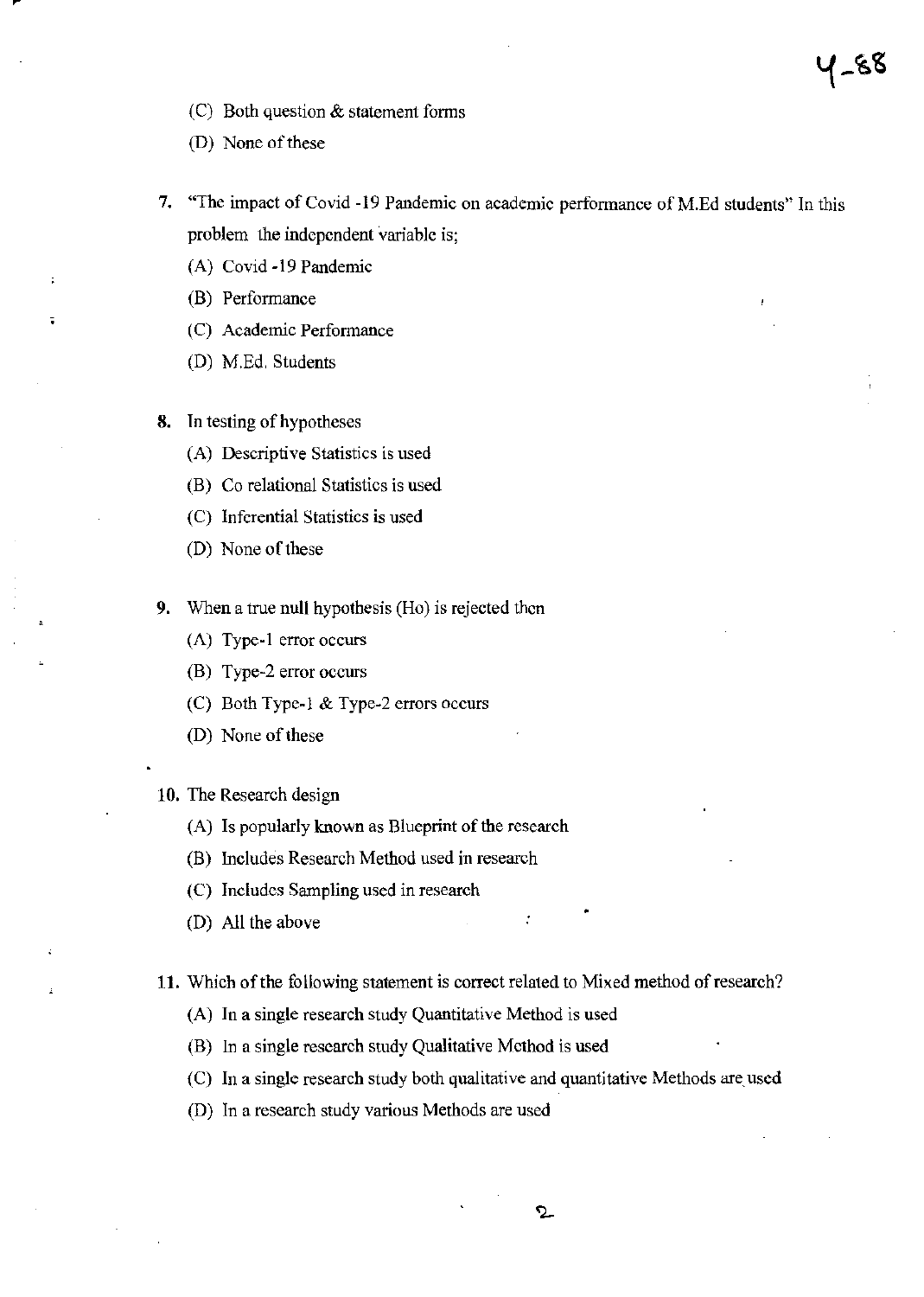(C) Both question & statement forms

(D) None of these

7. "The impact of Covid -19 Pandemic on academic performance of M.Ed students" In this problem the independent variable is;

   (A) Covid -19 Pandemic

   (B) Performance

   (C) Academic Performance

   (D) M.Ed. Students

8. In testing of hypotheses

   (A) Descriptive Statistics is used

   (B) Co relational Statistics is used

   (C) Inferential Statistics is used

   (D) None of these

9. When a true null hypothesis (Ho) is rejected then

   (A) Type-1 error occurs

   (B) Type-2 error occurs

   (C) Both Type-1 & Type-2 errors occurs

   (D) None of these

10. The Research design

    (A) Is popularly known as Blueprint of the research

    (B) Includes Research Method used in research

    (C) Includes Sampling used in research

    (D) All the above

11. Which of the following statement is correct related to Mixed method of research?

    (A) In a single research study Quantitative Method is used

    (B) In a single research study Qualitative Method is used

    (C) In a single research study both qualitative and quantitative Methods are used

    (D) In a research study various Methods are used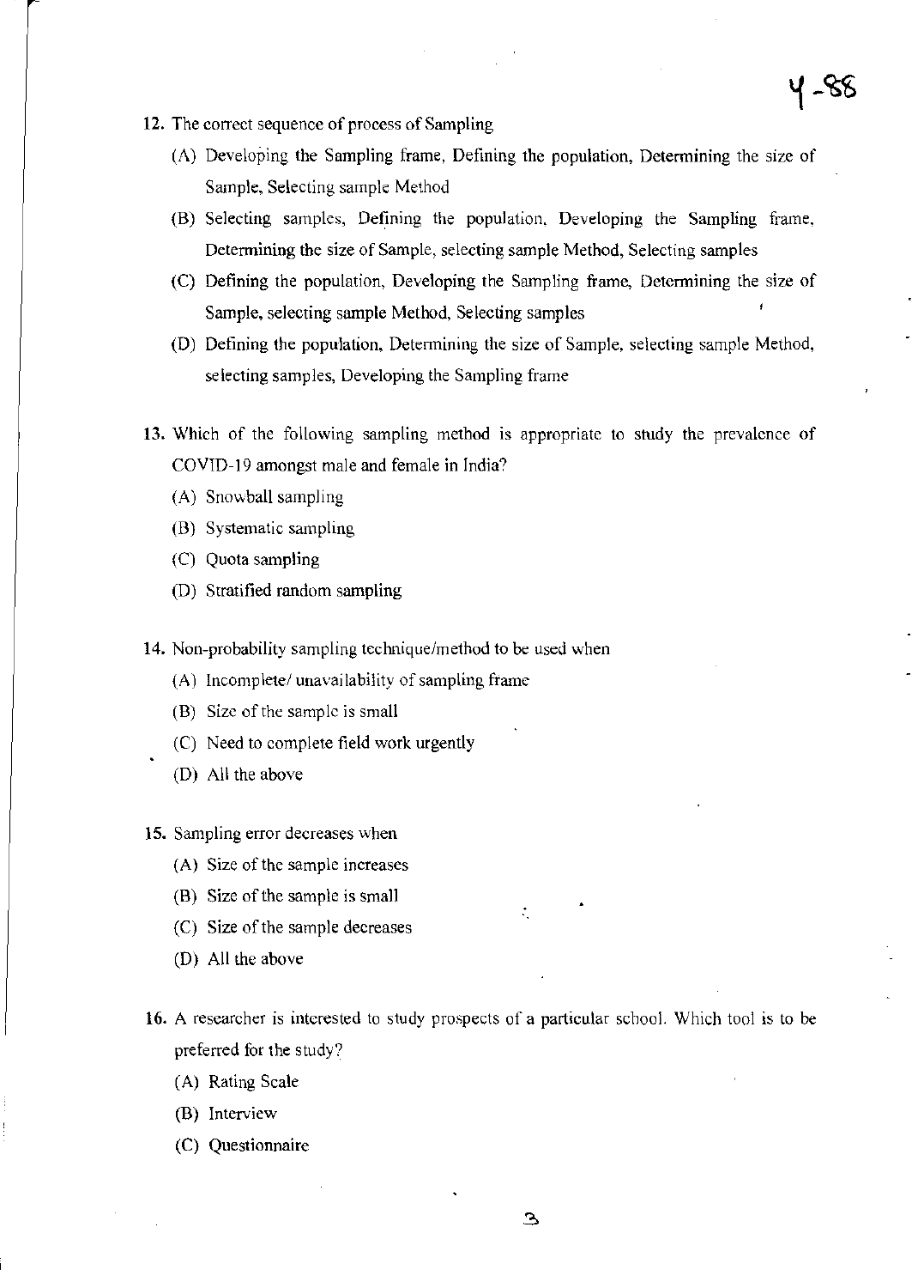12. The correct sequence of process of Sampling

    (A) Developing the Sampling frame, Defining the population, Determining the size of Sample, Selecting sample Method

    (B) Selecting samples, Defining the population, Developing the Sampling frame, Determining the size of Sample, selecting sample Method, Selecting samples

    (C) Defining the population, Developing the Sampling frame, Determining the size of Sample, selecting sample Method, Selecting samples

    (D) Defining the population, Determining the size of Sample, selecting sample Method, selecting samples, Developing the Sampling frame

13. Which of the following sampling method is appropriate to study the prevalence of COVID-19 amongst male and female in India?

    (A) Snowball sampling

    (B) Systematic sampling

    (C) Quota sampling

    (D) Stratified random sampling

14. Non-probability sampling technique/method to be used when

    (A) Incomplete/ unavailability of sampling frame

    (B) Size of the sample is small

    (C) Need to complete field work urgently

    (D) All the above

15. Sampling error decreases when

    (A) Size of the sample increases

    (B) Size of the sample is small

    (C) Size of the sample decreases

    (D) All the above

16. A researcher is interested to study prospects of a particular school. Which tool is to be preferred for the study?

    (A) Rating Scale

    (B) Interview

    (C) Questionnaire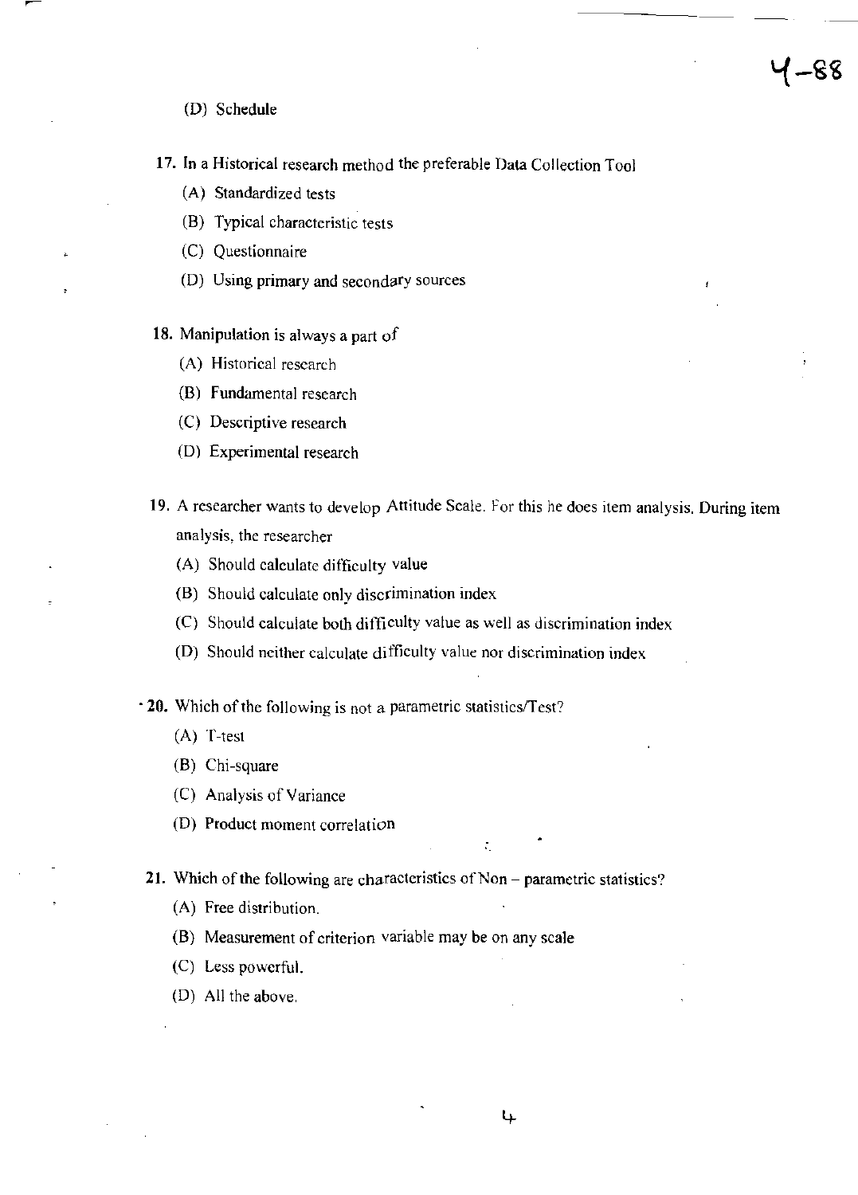(D) Schedule

17. In a Historical research method the preferable Data Collection Tool

    (A) Standardized tests

    (B) Typical characteristic tests

    (C) Questionnaire

    (D) Using primary and secondary sources

18. Manipulation is always a part of

    (A) Historical research

    (B) Fundamental research

    (C) Descriptive research

    (D) Experimental research

19. A researcher wants to develop Attitude Scale. For this he does item analysis. During item analysis, the researcher

    (A) Should calculate difficulty value

    (B) Should calculate only discrimination index

    (C) Should calculate both difficulty value as well as discrimination index

    (D) Should neither calculate difficulty value nor discrimination index

20. Which of the following is not a parametric statistics/Test?

    (A) T-test

    (B) Chi-square

    (C) Analysis of Variance

    (D) Product moment correlation

21. Which of the following are characteristics of Non – parametric statistics?

    (A) Free distribution.

    (B) Measurement of criterion variable may be on any scale

    (C) Less powerful.

    (D) All the above.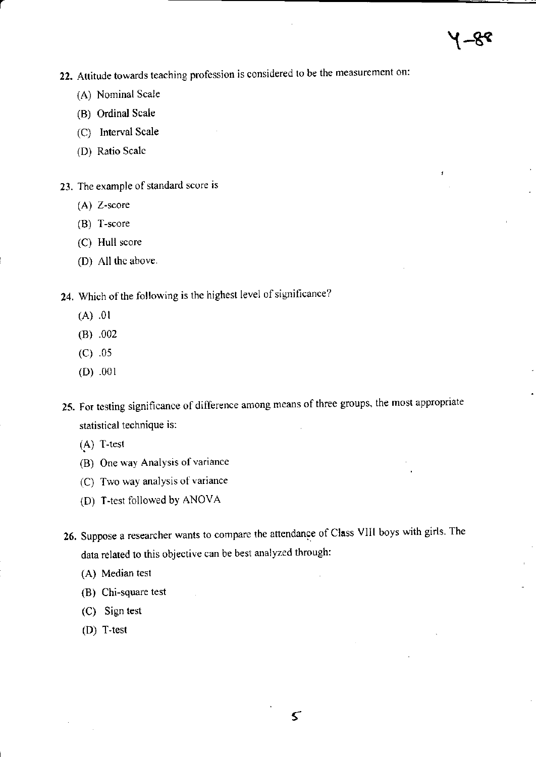22. Attitude towards teaching profession is considered to be the measurement on:
    (A) Nominal Scale
    (B) Ordinal Scale
    (C) Interval Scale
    (D) Ratio Scale

23. The example of standard score is
    (A) Z-score
    (B) T-score
    (C) Hull score
    (D) All the above.

24. Which of the following is the highest level of significance?
    (A) .01
    (B) .002
    (C) .05
    (D) .001

25. For testing significance of difference among means of three groups, the most appropriate statistical technique is:
    (A) T-test
    (B) One way Analysis of variance
    (C) Two way analysis of variance
    (D) T-test followed by ANOVA

26. Suppose a researcher wants to compare the attendance of Class VIII boys with girls. The data related to this objective can be best analyzed through:
    (A) Median test
    (B) Chi-square test
    (C) Sign test
    (D) T-test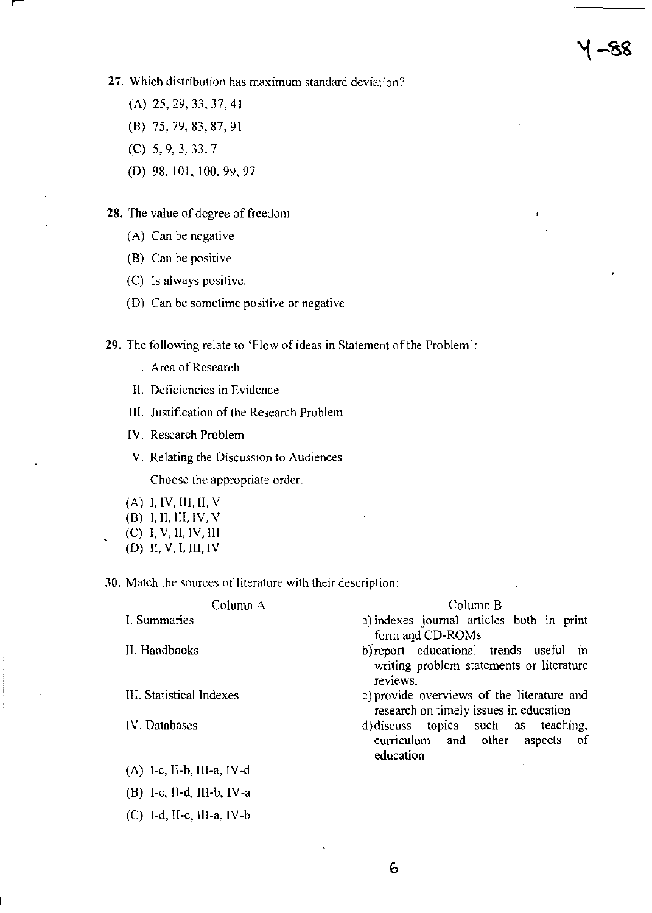27. Which distribution has maximum standard deviation?

(A) 25, 29, 33, 37, 41

(B) 75, 79, 83, 87, 91

(C) 5, 9, 3, 33, 7

(D) 98, 101, 100, 99, 97

28. The value of degree of freedom:

(A) Can be negative

(B) Can be positive

(C) Is always positive.

(D) Can be sometime positive or negative

29. The following relate to 'Flow of ideas in Statement of the Problem':

I. Area of Research

II. Deficiencies in Evidence

III. Justification of the Research Problem

IV. Research Problem

V. Relating the Discussion to Audiences

Choose the appropriate order.

(A) I, IV, III, II, V
(B) I, II, III, IV, V
(C) I, V, II, IV, III
(D) II, V, I, III, IV

30. Match the sources of literature with their description:

| Column A | Column B |
|---|---|
| I. Summaries | a) indexes journal articles both in print form and CD-ROMs |
| II. Handbooks | b) report educational trends useful in writing problem statements or literature reviews. |
| III. Statistical Indexes | c) provide overviews of the literature and research on timely issues in education |
| IV. Databases | d) discuss topics such as teaching, curriculum and other aspects of education |

(A) I-c, II-b, III-a, IV-d

(B) I-c, II-d, III-b, IV-a

(C) I-d, II-c, III-a, IV-b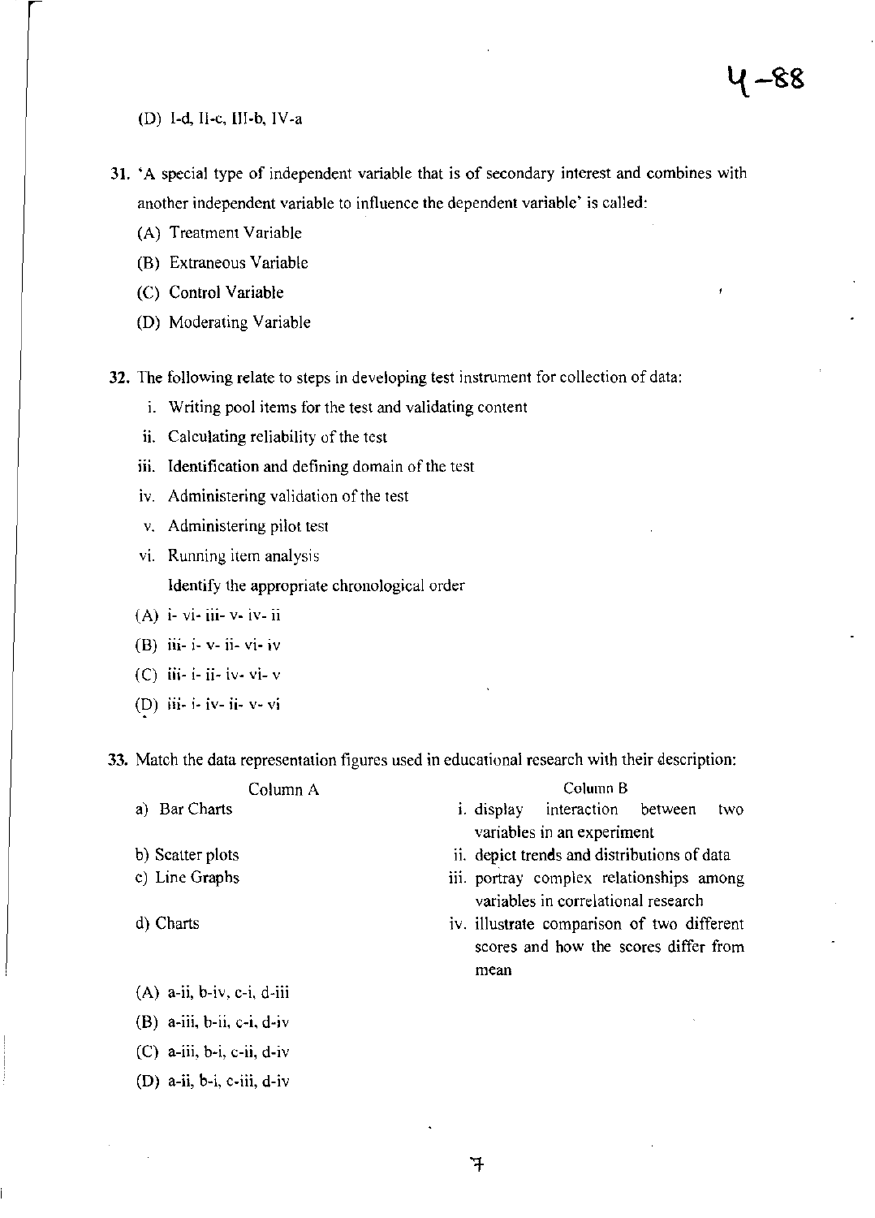(D) I-d, II-c, III-b, IV-a

31. 'A special type of independent variable that is of secondary interest and combines with another independent variable to influence the dependent variable' is called:

(A) Treatment Variable

(B) Extraneous Variable

(C) Control Variable

(D) Moderating Variable

32. The following relate to steps in developing test instrument for collection of data:

i. Writing pool items for the test and validating content

ii. Calculating reliability of the test

iii. Identification and defining domain of the test

iv. Administering validation of the test

v. Administering pilot test

vi. Running item analysis

Identify the appropriate chronological order

(A) i- vi- iii- v- iv- ii

(B) iii- i- v- ii- vi- iv

(C) iii- i- ii- iv- vi- v

(D) iii- i- iv- ii- v- vi

33. Match the data representation figures used in educational research with their description:

| Column A | Column B |
|---|---|
| a) Bar Charts | i. display interaction between two variables in an experiment |
| b) Scatter plots | ii. depict trends and distributions of data |
| c) Line Graphs | iii. portray complex relationships among variables in correlational research |
| d) Charts | iv. illustrate comparison of two different scores and how the scores differ from mean |

(A) a-ii, b-iv, c-i, d-iii

(B) a-iii, b-ii, c-i, d-iv

(C) a-iii, b-i, c-ii, d-iv

(D) a-ii, b-i, c-iii, d-iv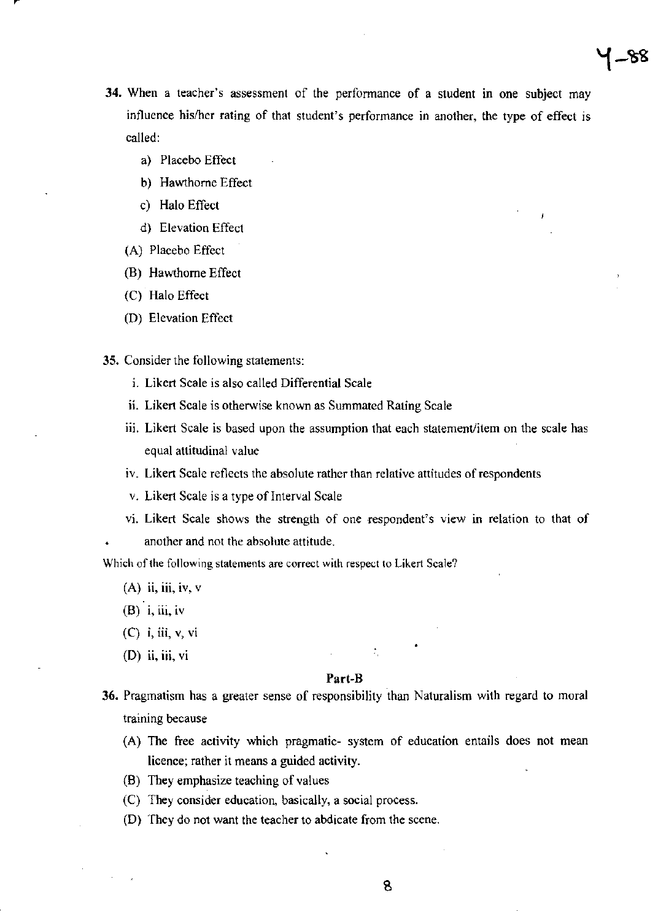34. When a teacher's assessment of the performance of a student in one subject may influence his/her rating of that student's performance in another, the type of effect is called:

   a) Placebo Effect
   b) Hawthorne Effect
   c) Halo Effect
   d) Elevation Effect

   (A) Placebo Effect
   (B) Hawthorne Effect
   (C) Halo Effect
   (D) Elevation Effect

35. Consider the following statements:

   i. Likert Scale is also called Differential Scale
   ii. Likert Scale is otherwise known as Summated Rating Scale
   iii. Likert Scale is based upon the assumption that each statement/item on the scale has equal attitudinal value
   iv. Likert Scale reflects the absolute rather than relative attitudes of respondents
   v. Likert Scale is a type of Interval Scale
   vi. Likert Scale shows the strength of one respondent's view in relation to that of another and not the absolute attitude.

Which of the following statements are correct with respect to Likert Scale?

   (A) ii, iii, iv, v
   (B) i, iii, iv
   (C) i, iii, v, vi
   (D) ii, iii, vi

## Part-B

36. Pragmatism has a greater sense of responsibility than Naturalism with regard to moral training because

   (A) The free activity which pragmatic- system of education entails does not mean licence; rather it means a guided activity.
   (B) They emphasize teaching of values
   (C) They consider education, basically, a social process.
   (D) They do not want the teacher to abdicate from the scene.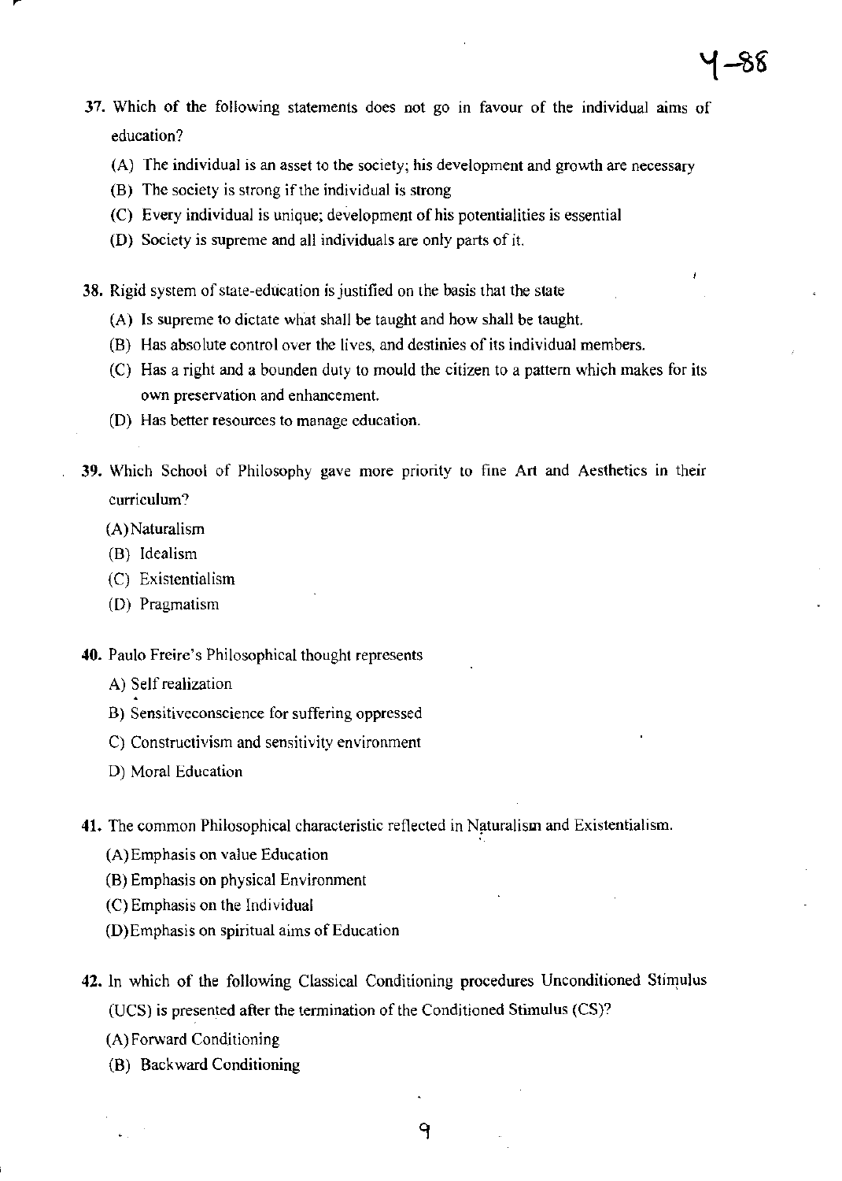37. Which of the following statements does not go in favour of the individual aims of education?

    (A) The individual is an asset to the society; his development and growth are necessary
    (B) The society is strong if the individual is strong
    (C) Every individual is unique; development of his potentialities is essential
    (D) Society is supreme and all individuals are only parts of it.

38. Rigid system of state-education is justified on the basis that the state

    (A) Is supreme to dictate what shall be taught and how shall be taught.
    (B) Has absolute control over the lives, and destinies of its individual members.
    (C) Has a right and a bounden duty to mould the citizen to a pattern which makes for its own preservation and enhancement.
    (D) Has better resources to manage education.

39. Which School of Philosophy gave more priority to fine Art and Aesthetics in their curriculum?

    (A) Naturalism
    (B) Idealism
    (C) Existentialism
    (D) Pragmatism

40. Paulo Freire's Philosophical thought represents

    A) Self realization
    B) Sensitiveconscience for suffering oppressed
    C) Constructivism and sensitivity environment
    D) Moral Education

41. The common Philosophical characteristic reflected in Naturalism and Existentialism.

    (A) Emphasis on value Education
    (B) Emphasis on physical Environment
    (C) Emphasis on the Individual
    (D) Emphasis on spiritual aims of Education

42. In which of the following Classical Conditioning procedures Unconditioned Stimulus (UCS) is presented after the termination of the Conditioned Stimulus (CS)?

    (A) Forward Conditioning
    (B) Backward Conditioning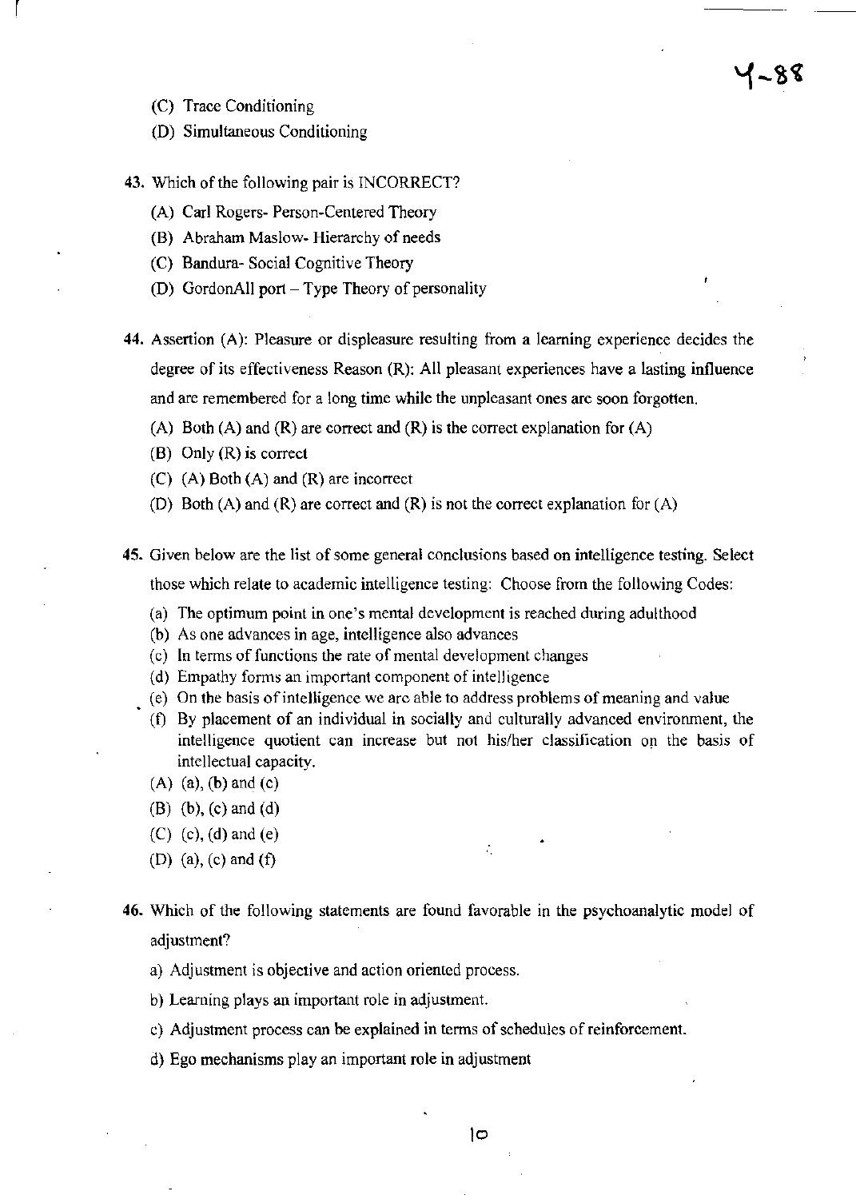(C) Trace Conditioning

(D) Simultaneous Conditioning

43. Which of the following pair is INCORRECT?

(A) Carl Rogers- Person-Centered Theory

(B) Abraham Maslow- Hierarchy of needs

(C) Bandura- Social Cognitive Theory

(D) GordonAll port – Type Theory of personality

44. Assertion (A): Pleasure or displeasure resulting from a learning experience decides the degree of its effectiveness Reason (R): All pleasant experiences have a lasting influence and are remembered for a long time while the unpleasant ones are soon forgotten.

(A) Both (A) and (R) are correct and (R) is the correct explanation for (A)

(B) Only (R) is correct

(C) (A) Both (A) and (R) are incorrect

(D) Both (A) and (R) are correct and (R) is not the correct explanation for (A)

45. Given below are the list of some general conclusions based on intelligence testing. Select those which relate to academic intelligence testing: Choose from the following Codes:

(a) The optimum point in one's mental development is reached during adulthood

(b) As one advances in age, intelligence also advances

(c) In terms of functions the rate of mental development changes

(d) Empathy forms an important component of intelligence

(e) On the basis of intelligence we are able to address problems of meaning and value

(f) By placement of an individual in socially and culturally advanced environment, the intelligence quotient can increase but not his/her classification on the basis of intellectual capacity.

(A) (a), (b) and (c)

(B) (b), (c) and (d)

(C) (c), (d) and (e)

(D) (a), (c) and (f)

46. Which of the following statements are found favorable in the psychoanalytic model of adjustment?

a) Adjustment is objective and action oriented process.

b) Learning plays an important role in adjustment.

c) Adjustment process can be explained in terms of schedules of reinforcement.

d) Ego mechanisms play an important role in adjustment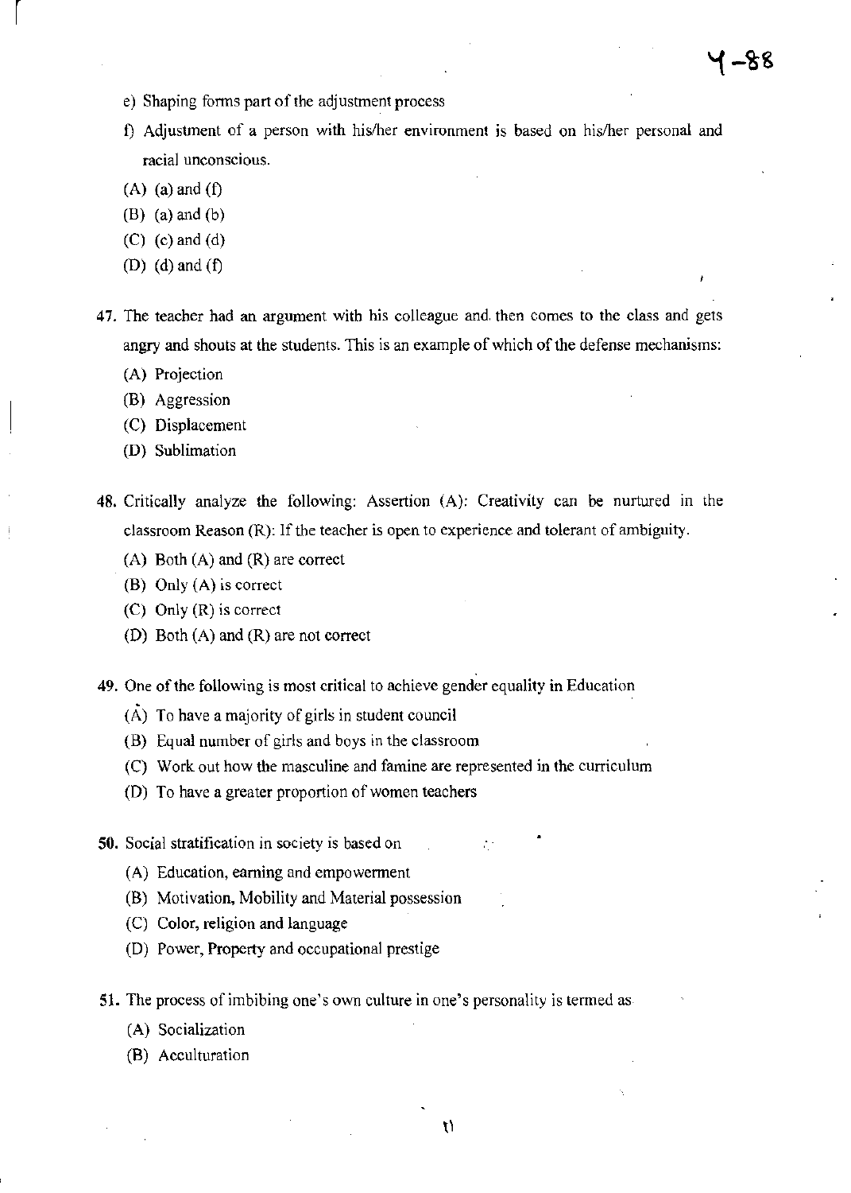e) Shaping forms part of the adjustment process

f) Adjustment of a person with his/her environment is based on his/her personal and racial unconscious.

(A) (a) and (f)

(B) (a) and (b)

(C) (c) and (d)

(D) (d) and (f)

**47.** The teacher had an argument with his colleague and then comes to the class and gets angry and shouts at the students. This is an example of which of the defense mechanisms:

(A) Projection

(B) Aggression

(C) Displacement

(D) Sublimation

**48.** Critically analyze the following: Assertion (A): Creativity can be nurtured in the classroom Reason (R): If the teacher is open to experience and tolerant of ambiguity.

(A) Both (A) and (R) are correct

(B) Only (A) is correct

(C) Only (R) is correct

(D) Both (A) and (R) are not correct

**49.** One of the following is most critical to achieve gender equality in Education

(A) To have a majority of girls in student council

(B) Equal number of girls and boys in the classroom

(C) Work out how the masculine and famine are represented in the curriculum

(D) To have a greater proportion of women teachers

**50.** Social stratification in society is based on

(A) Education, earning and empowerment

(B) Motivation, Mobility and Material possession

(C) Color, religion and language

(D) Power, Property and occupational prestige

**51.** The process of imbibing one's own culture in one's personality is termed as

(A) Socialization

(B) Acculturation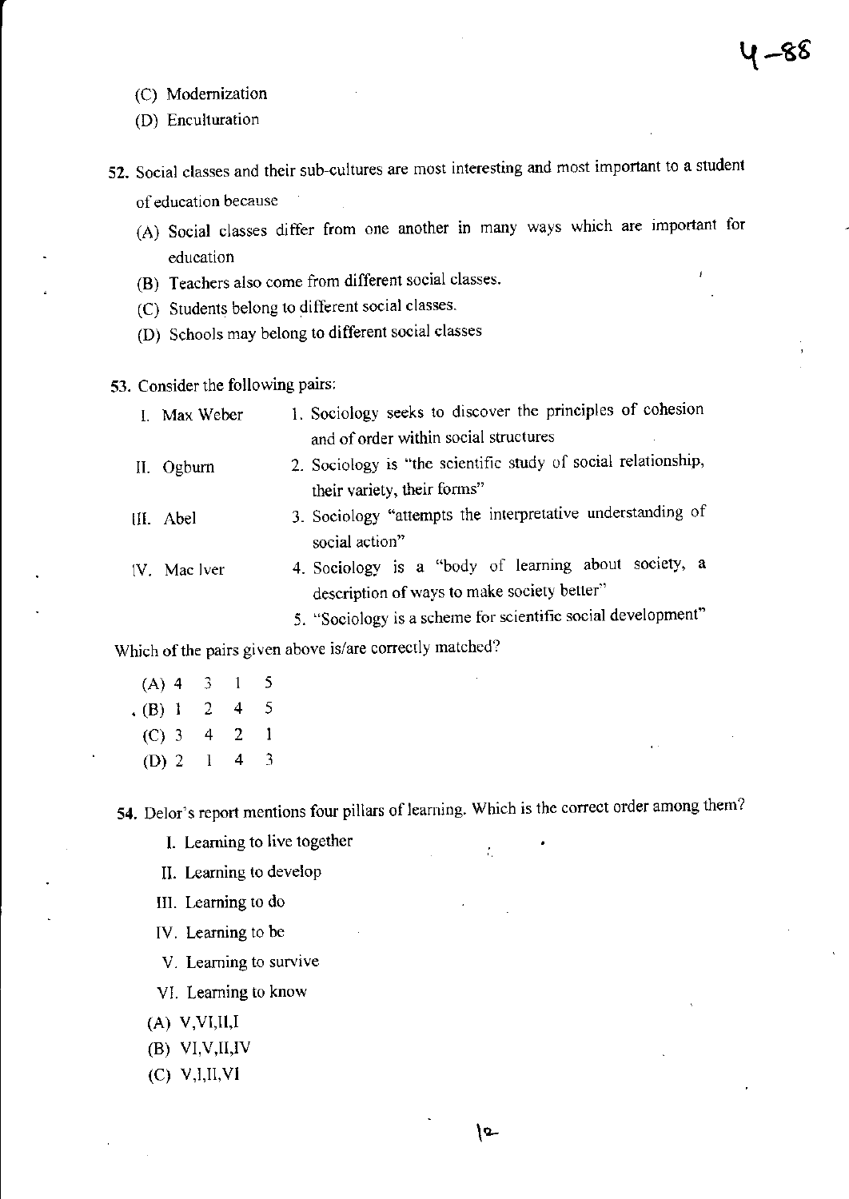(C) Modernization

(D) Enculturation

52. Social classes and their sub-cultures are most interesting and most important to a student of education because

(A) Social classes differ from one another in many ways which are important for education

(B) Teachers also come from different social classes.

(C) Students belong to different social classes.

(D) Schools may belong to different social classes

53. Consider the following pairs:

| | |
|---|---|
| I. Max Weber | 1. Sociology seeks to discover the principles of cohesion and of order within social structures |
| II. Ogburn | 2. Sociology is "the scientific study of social relationship, their variety, their forms" |
| III. Abel | 3. Sociology "attempts the interpretative understanding of social action" |
| IV. Mac Iver | 4. Sociology is a "body of learning about society, a description of ways to make society better" |
| | 5. "Sociology is a scheme for scientific social development" |

Which of the pairs given above is/are correctly matched?

(A) 4 3 1 5

(B) 1 2 4 5

(C) 3 4 2 1

(D) 2 1 4 3

54. Delor's report mentions four pillars of learning. Which is the correct order among them?

I. Learning to live together

II. Learning to develop

III. Learning to do

IV. Learning to be

V. Learning to survive

VI. Learning to know

(A) V,VI,II,I

(B) VI,V,II,IV

(C) V,I,II,VI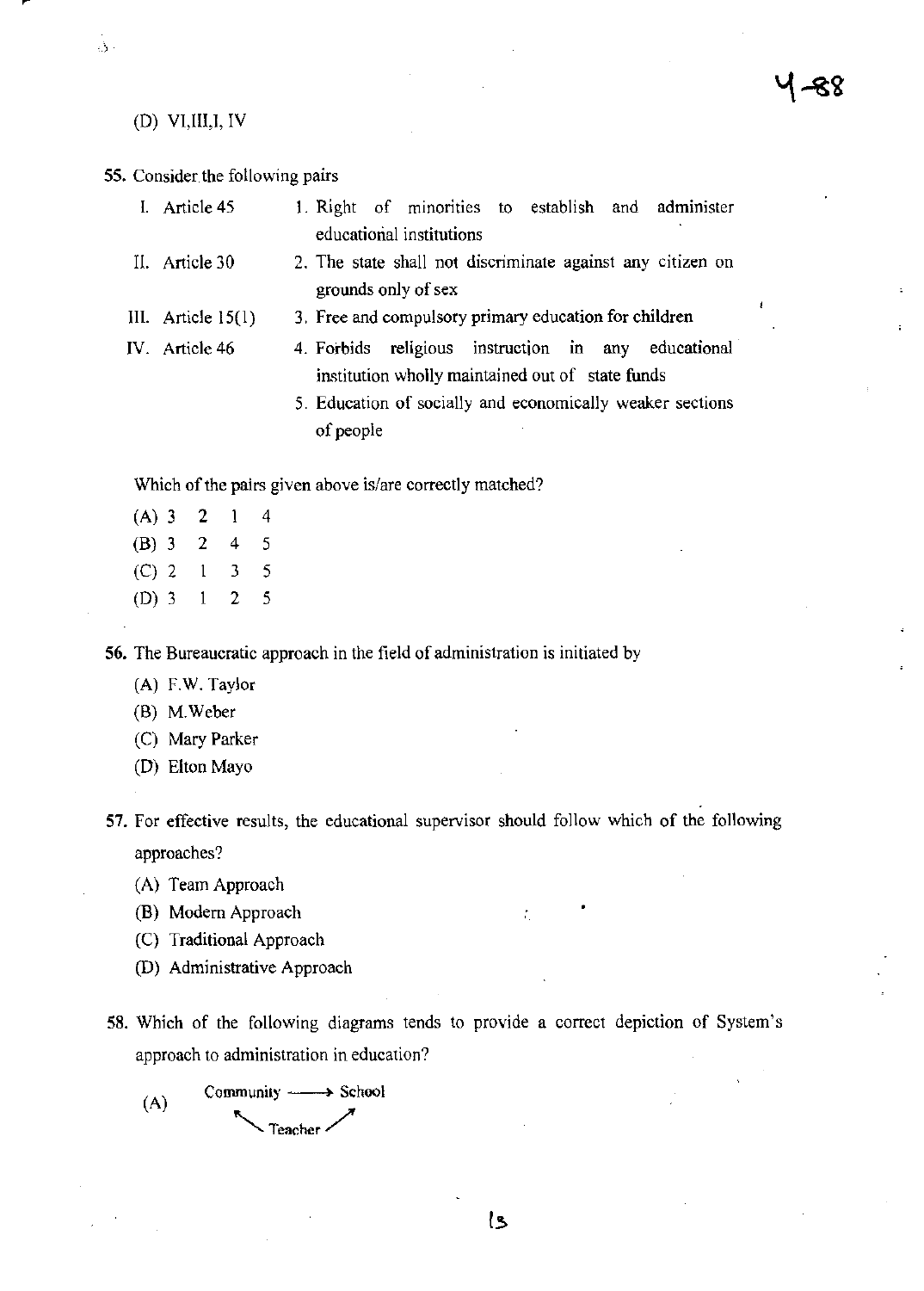(D) VI,III,I, IV

55. Consider the following pairs

| | |
|---|---|
| I. Article 45 | 1. Right of minorities to establish and administer educational institutions |
| II. Article 30 | 2. The state shall not discriminate against any citizen on grounds only of sex |
| III. Article 15(1) | 3. Free and compulsory primary education for children |
| IV. Article 46 | 4. Forbids religious instruction in any educational institution wholly maintained out of state funds |
| | 5. Education of socially and economically weaker sections of people |

Which of the pairs given above is/are correctly matched?

(A) 3 2 1 4
(B) 3 2 4 5
(C) 2 1 3 5
(D) 3 1 2 5

56. The Bureaucratic approach in the field of administration is initiated by

(A) F.W. Taylor
(B) M.Weber
(C) Mary Parker
(D) Elton Mayo

57. For effective results, the educational supervisor should follow which of the following approaches?

(A) Team Approach
(B) Modern Approach
(C) Traditional Approach
(D) Administrative Approach

58. Which of the following diagrams tends to provide a correct depiction of System's approach to administration in education?

(A) Community ⟶ School
Teacher (arrows: Teacher → Community, Teacher → School)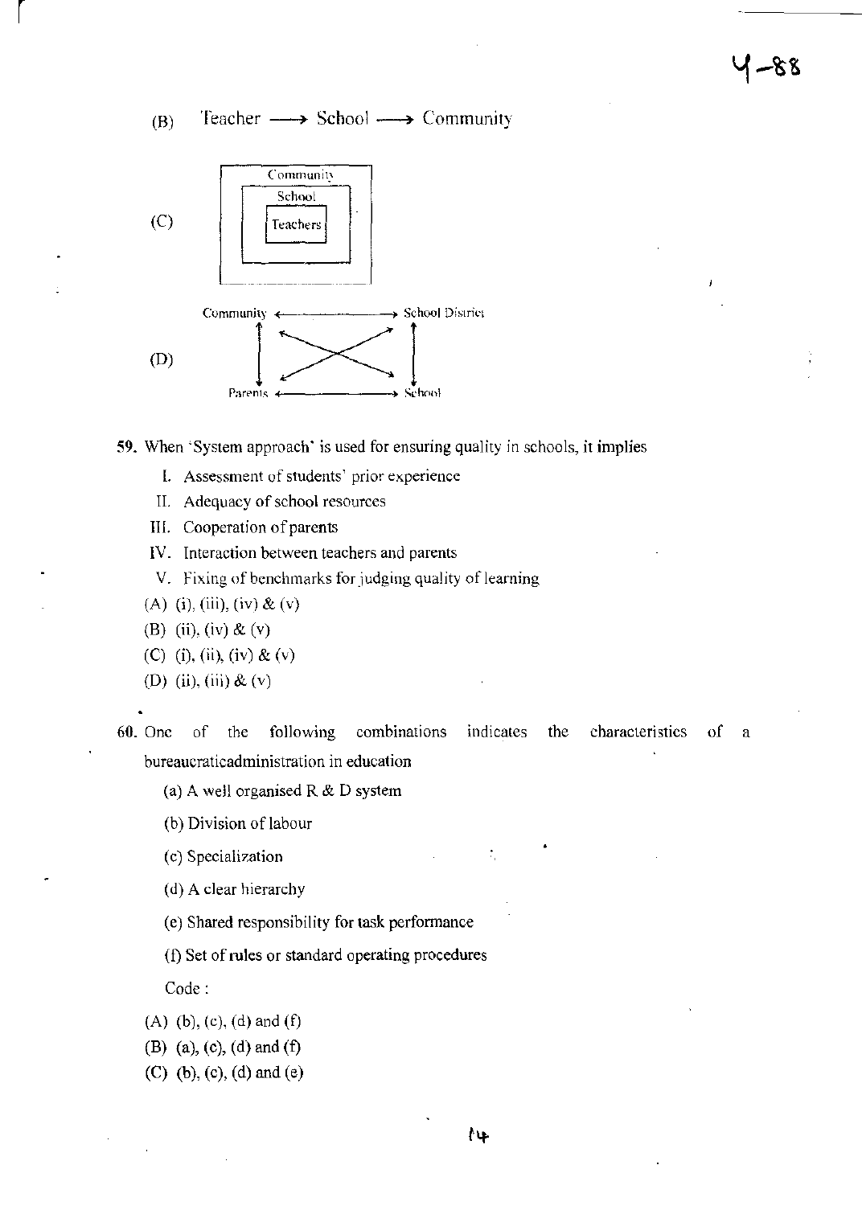(B) Teacher ⟶ School ⟶ Community

(C)

| Community |
|---|
| School |
| Teachers |

(D)

```
Community  <------------------>  School District
    ^        \              /         ^
    |          \          /           |
    |            \      /             |
    |              \  /               |
    |              /  \               |
    |            /      \             |
    v          /          \           v
Parents    <------------------>  School
```

59. When 'System approach' is used for ensuring quality in schools, it implies

   I. Assessment of students' prior experience

   II. Adequacy of school resources

   III. Cooperation of parents

   IV. Interaction between teachers and parents

   V. Fixing of benchmarks for judging quality of learning

   (A) (i), (iii), (iv) & (v)

   (B) (ii), (iv) & (v)

   (C) (i), (ii), (iv) & (v)

   (D) (ii), (iii) & (v)

60. One of the following combinations indicates the characteristics of a bureaucraticadministration in education

   (a) A well organised R & D system

   (b) Division of labour

   (c) Specialization

   (d) A clear hierarchy

   (e) Shared responsibility for task performance

   (f) Set of rules or standard operating procedures

   Code :

   (A) (b), (c), (d) and (f)

   (B) (a), (c), (d) and (f)

   (C) (b), (c), (d) and (e)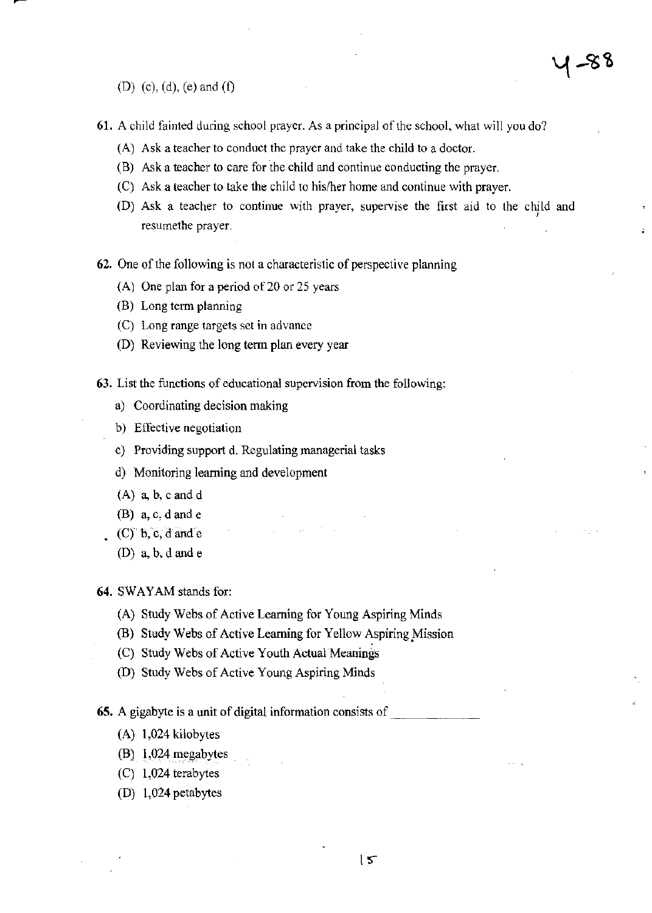(D) (c), (d), (e) and (f)

61. A child fainted during school prayer. As a principal of the school, what will you do?

(A) Ask a teacher to conduct the prayer and take the child to a doctor.

(B) Ask a teacher to care for the child and continue conducting the prayer.

(C) Ask a teacher to take the child to his/her home and continue with prayer.

(D) Ask a teacher to continue with prayer, supervise the first aid to the child and resumethe prayer.

62. One of the following is not a characteristic of perspective planning

(A) One plan for a period of 20 or 25 years

(B) Long term planning

(C) Long range targets set in advance

(D) Reviewing the long term plan every year

63. List the functions of educational supervision from the following:

a) Coordinating decision making

b) Effective negotiation

c) Providing support d. Regulating managerial tasks

d) Monitoring learning and development

(A) a, b, c and d

(B) a, c, d and e

(C) b, c, d and e

(D) a, b, d and e

64. SWAYAM stands for:

(A) Study Webs of Active Learning for Young Aspiring Minds

(B) Study Webs of Active Learning for Yellow Aspiring Mission

(C) Study Webs of Active Youth Actual Meanings

(D) Study Webs of Active Young Aspiring Minds

65. A gigabyte is a unit of digital information consists of ___________

(A) 1,024 kilobytes

(B) 1,024 megabytes

(C) 1,024 terabytes

(D) 1,024 petabytes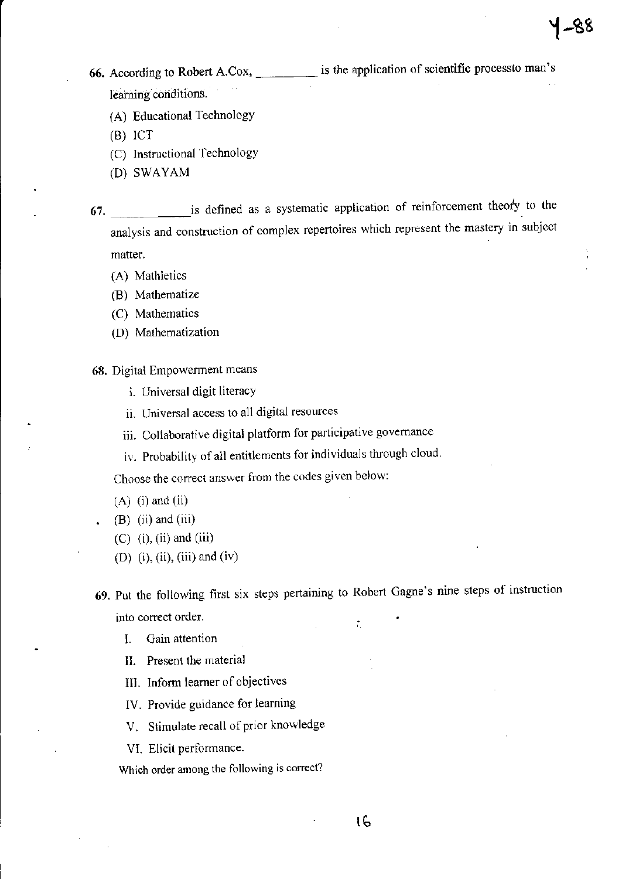66. According to Robert A.Cox, _________ is the application of scientific processto man's learning conditions.

    (A) Educational Technology
    (B) ICT
    (C) Instructional Technology
    (D) SWAYAM

67. ____________ is defined as a systematic application of reinforcement theory to the analysis and construction of complex repertoires which represent the mastery in subject matter.

    (A) Mathletics
    (B) Mathematize
    (C) Mathematics
    (D) Mathematization

68. Digital Empowerment means

    i. Universal digit literacy
    ii. Universal access to all digital resources
    iii. Collaborative digital platform for participative governance
    iv. Probability of all entitlements for individuals through cloud.

    Choose the correct answer from the codes given below:

    (A) (i) and (ii)
    (B) (ii) and (iii)
    (C) (i), (ii) and (iii)
    (D) (i), (ii), (iii) and (iv)

69. Put the following first six steps pertaining to Robert Gagne's nine steps of instruction into correct order.

    I. Gain attention
    II. Present the material
    III. Inform learner of objectives
    IV. Provide guidance for learning
    V. Stimulate recall of prior knowledge
    VI. Elicit performance.

    Which order among the following is correct?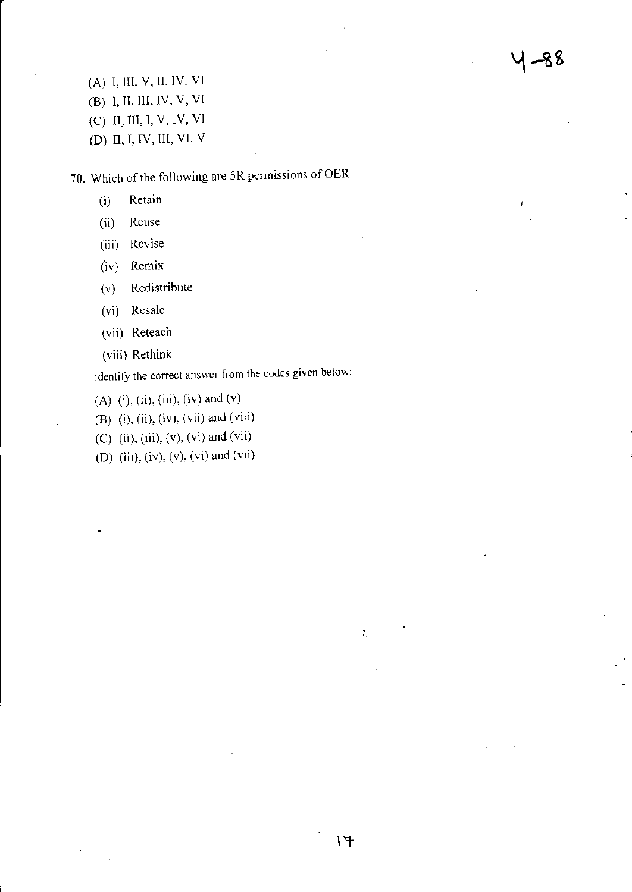(A) I, III, V, II, IV, VI

(B) I, II, III, IV, V, VI

(C) II, III, I, V, IV, VI

(D) II, I, IV, III, VI, V

70. Which of the following are 5R permissions of OER

(i) Retain

(ii) Reuse

(iii) Revise

(iv) Remix

(v) Redistribute

(vi) Resale

(vii) Reteach

(viii) Rethink

Identify the correct answer from the codes given below:

(A) (i), (ii), (iii), (iv) and (v)

(B) (i), (ii), (iv), (vii) and (viii)

(C) (ii), (iii), (v), (vi) and (vii)

(D) (iii), (iv), (v), (vi) and (vii)